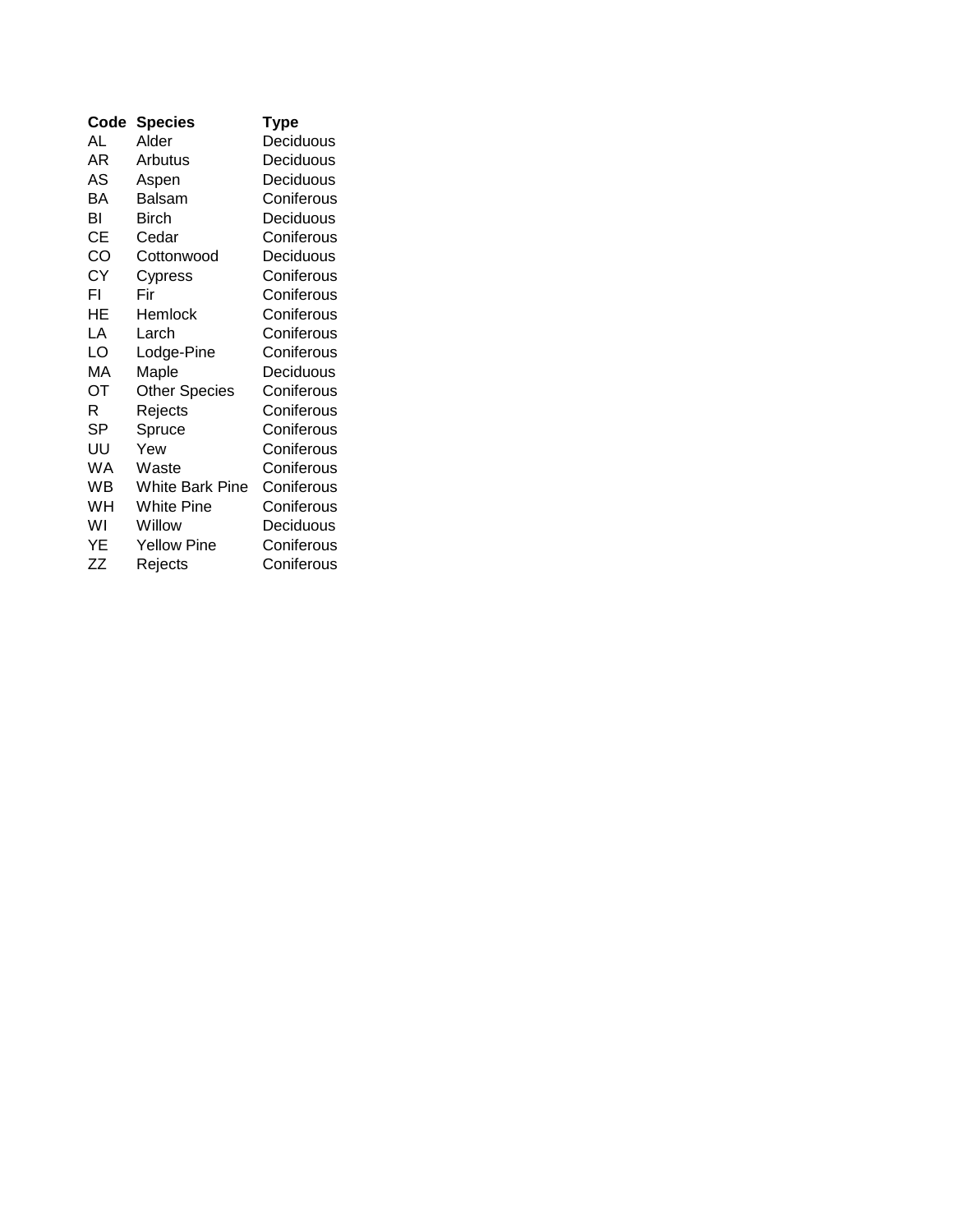| Code | Species | Type |
| --- | --- | --- |
| AL | Alder | Deciduous |
| AR | Arbutus | Deciduous |
| AS | Aspen | Deciduous |
| BA | Balsam | Coniferous |
| BI | Birch | Deciduous |
| CE | Cedar | Coniferous |
| CO | Cottonwood | Deciduous |
| CY | Cypress | Coniferous |
| FI | Fir | Coniferous |
| HE | Hemlock | Coniferous |
| LA | Larch | Coniferous |
| LO | Lodge-Pine | Coniferous |
| MA | Maple | Deciduous |
| OT | Other Species | Coniferous |
| R | Rejects | Coniferous |
| SP | Spruce | Coniferous |
| UU | Yew | Coniferous |
| WA | Waste | Coniferous |
| WB | White Bark Pine | Coniferous |
| WH | White Pine | Coniferous |
| WI | Willow | Deciduous |
| YE | Yellow Pine | Coniferous |
| ZZ | Rejects | Coniferous |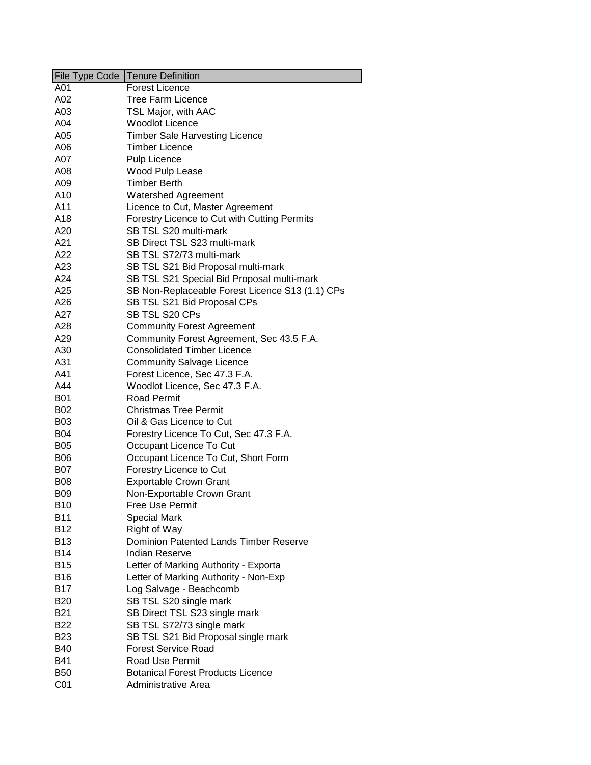| File Type Code | Tenure Definition |
| --- | --- |
| A01 | Forest Licence |
| A02 | Tree Farm Licence |
| A03 | TSL Major, with AAC |
| A04 | Woodlot Licence |
| A05 | Timber Sale Harvesting Licence |
| A06 | Timber Licence |
| A07 | Pulp Licence |
| A08 | Wood Pulp Lease |
| A09 | Timber Berth |
| A10 | Watershed Agreement |
| A11 | Licence to Cut, Master Agreement |
| A18 | Forestry Licence to Cut with Cutting Permits |
| A20 | SB TSL S20 multi-mark |
| A21 | SB Direct TSL S23 multi-mark |
| A22 | SB TSL S72/73 multi-mark |
| A23 | SB TSL S21 Bid Proposal multi-mark |
| A24 | SB TSL S21 Special Bid Proposal multi-mark |
| A25 | SB Non-Replaceable Forest Licence S13 (1.1) CPs |
| A26 | SB TSL S21 Bid Proposal CPs |
| A27 | SB TSL S20 CPs |
| A28 | Community Forest Agreement |
| A29 | Community Forest Agreement, Sec 43.5 F.A. |
| A30 | Consolidated Timber Licence |
| A31 | Community Salvage Licence |
| A41 | Forest Licence, Sec 47.3 F.A. |
| A44 | Woodlot Licence, Sec 47.3 F.A. |
| B01 | Road Permit |
| B02 | Christmas Tree Permit |
| B03 | Oil & Gas Licence to Cut |
| B04 | Forestry Licence To Cut, Sec 47.3 F.A. |
| B05 | Occupant Licence To Cut |
| B06 | Occupant Licence To Cut, Short Form |
| B07 | Forestry Licence to Cut |
| B08 | Exportable Crown Grant |
| B09 | Non-Exportable Crown Grant |
| B10 | Free Use Permit |
| B11 | Special Mark |
| B12 | Right of Way |
| B13 | Dominion Patented Lands Timber Reserve |
| B14 | Indian Reserve |
| B15 | Letter of Marking Authority - Exporta |
| B16 | Letter of Marking Authority - Non-Exp |
| B17 | Log Salvage - Beachcomb |
| B20 | SB TSL S20 single mark |
| B21 | SB Direct TSL S23 single mark |
| B22 | SB TSL S72/73 single mark |
| B23 | SB TSL S21 Bid Proposal single mark |
| B40 | Forest Service Road |
| B41 | Road Use Permit |
| B50 | Botanical Forest Products Licence |
| C01 | Administrative Area |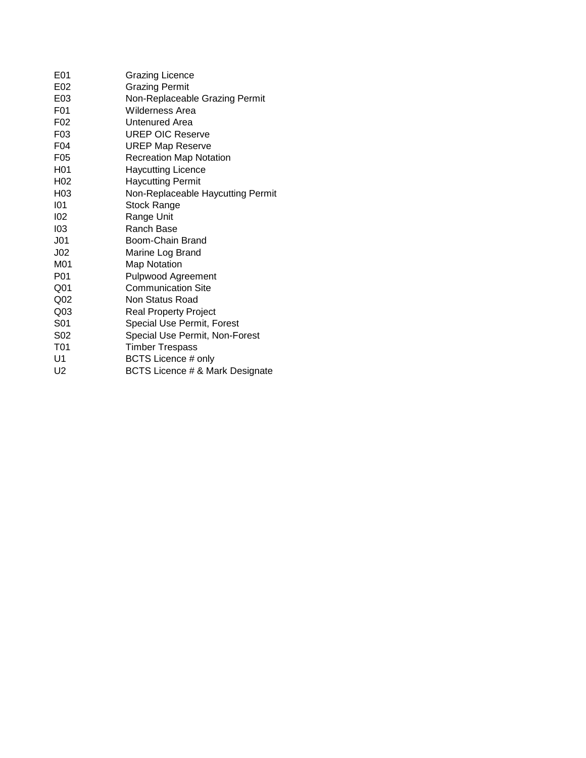| | |
|---|---|
| E01 | Grazing Licence |
| E02 | Grazing Permit |
| E03 | Non-Replaceable Grazing Permit |
| F01 | Wilderness Area |
| F02 | Untenured Area |
| F03 | UREP OIC Reserve |
| F04 | UREP Map Reserve |
| F05 | Recreation Map Notation |
| H01 | Haycutting Licence |
| H02 | Haycutting Permit |
| H03 | Non-Replaceable Haycutting Permit |
| I01 | Stock Range |
| I02 | Range Unit |
| I03 | Ranch Base |
| J01 | Boom-Chain Brand |
| J02 | Marine Log Brand |
| M01 | Map Notation |
| P01 | Pulpwood Agreement |
| Q01 | Communication Site |
| Q02 | Non Status Road |
| Q03 | Real Property Project |
| S01 | Special Use Permit, Forest |
| S02 | Special Use Permit, Non-Forest |
| T01 | Timber Trespass |
| U1 | BCTS Licence # only |
| U2 | BCTS Licence # & Mark Designate |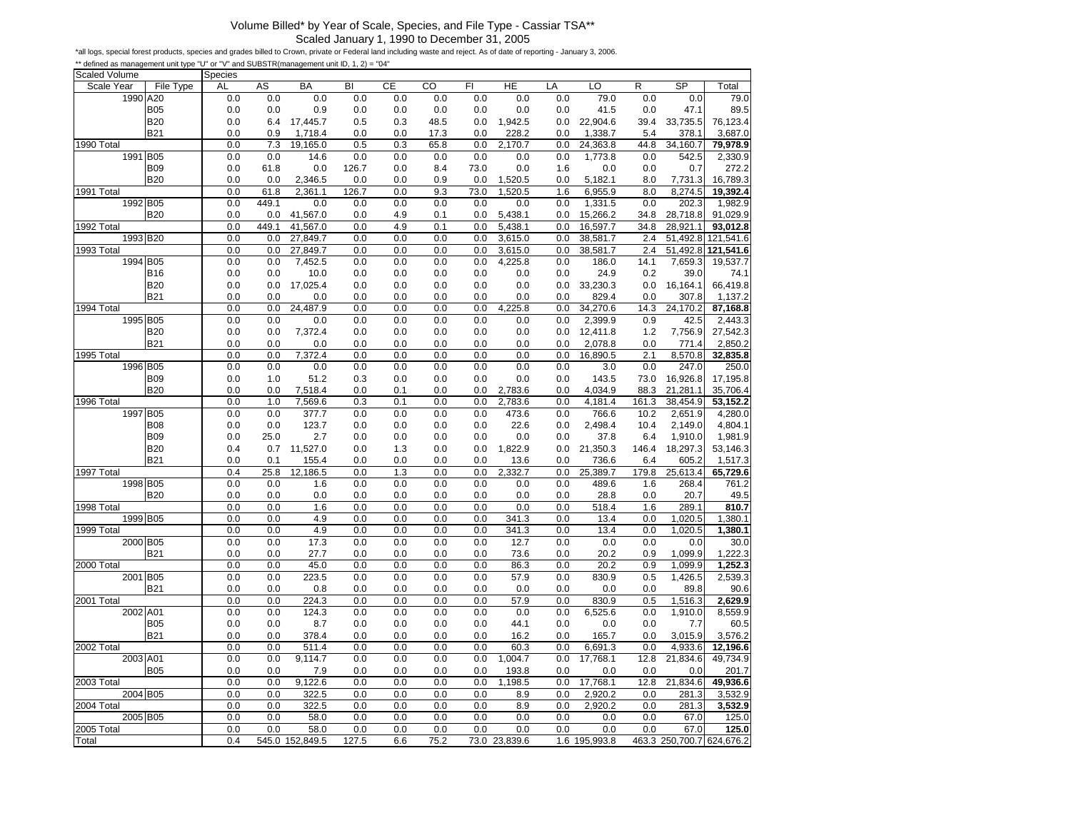Volume Billed* by Year of Scale, Species, and File Type - Cassiar TSA**

Scaled January 1, 1990 to December 31, 2005

*all logs, special forest products, species and grades billed to Crown, private or Federal land including waste and reject. As of date of reporting - January 3, 2006.

** defined as management unit type "U" or "V" and SUBSTR(management unit ID, 1, 2) = "04"

| Scaled Volume | | Species | | | | | | | | | | | | | |
|---|---|---|---|---|---|---|---|---|---|---|---|---|---|---|---|
| Scale Year | File Type | AL | AS | BA | BI | CE | CO | FI | HE | LA | LO | R | SP | Total |
| 1990 | A20 | 0.0 | 0.0 | 0.0 | 0.0 | 0.0 | 0.0 | 0.0 | 0.0 | 0.0 | 79.0 | 0.0 | 0.0 | 79.0 |
| | B05 | 0.0 | 0.0 | 0.9 | 0.0 | 0.0 | 0.0 | 0.0 | 0.0 | 0.0 | 41.5 | 0.0 | 47.1 | 89.5 |
| | B20 | 0.0 | 6.4 | 17,445.7 | 0.5 | 0.3 | 48.5 | 0.0 | 1,942.5 | 0.0 | 22,904.6 | 39.4 | 33,735.5 | 76,123.4 |
| | B21 | 0.0 | 0.9 | 1,718.4 | 0.0 | 0.0 | 17.3 | 0.0 | 228.2 | 0.0 | 1,338.7 | 5.4 | 378.1 | 3,687.0 |
| 1990 Total | | 0.0 | 7.3 | 19,165.0 | 0.5 | 0.3 | 65.8 | 0.0 | 2,170.7 | 0.0 | 24,363.8 | 44.8 | 34,160.7 | **79,978.9** |
| 1991 | B05 | 0.0 | 0.0 | 14.6 | 0.0 | 0.0 | 0.0 | 0.0 | 0.0 | 0.0 | 1,773.8 | 0.0 | 542.5 | 2,330.9 |
| | B09 | 0.0 | 61.8 | 0.0 | 126.7 | 0.0 | 8.4 | 73.0 | 0.0 | 1.6 | 0.0 | 0.0 | 0.7 | 272.2 |
| | B20 | 0.0 | 0.0 | 2,346.5 | 0.0 | 0.0 | 0.9 | 0.0 | 1,520.5 | 0.0 | 5,182.1 | 8.0 | 7,731.3 | 16,789.3 |
| 1991 Total | | 0.0 | 61.8 | 2,361.1 | 126.7 | 0.0 | 9.3 | 73.0 | 1,520.5 | 1.6 | 6,955.9 | 8.0 | 8,274.5 | **19,392.4** |
| 1992 | B05 | 0.0 | 449.1 | 0.0 | 0.0 | 0.0 | 0.0 | 0.0 | 0.0 | 0.0 | 1,331.5 | 0.0 | 202.3 | 1,982.9 |
| | B20 | 0.0 | 0.0 | 41,567.0 | 0.0 | 4.9 | 0.1 | 0.0 | 5,438.1 | 0.0 | 15,266.2 | 34.8 | 28,718.8 | 91,029.9 |
| 1992 Total | | 0.0 | 449.1 | 41,567.0 | 0.0 | 4.9 | 0.1 | 0.0 | 5,438.1 | 0.0 | 16,597.7 | 34.8 | 28,921.1 | **93,012.8** |
| 1993 | B20 | 0.0 | 0.0 | 27,849.7 | 0.0 | 0.0 | 0.0 | 0.0 | 3,615.0 | 0.0 | 38,581.7 | 2.4 | 51,492.8 | 121,541.6 |
| 1993 Total | | 0.0 | 0.0 | 27,849.7 | 0.0 | 0.0 | 0.0 | 0.0 | 3,615.0 | 0.0 | 38,581.7 | 2.4 | 51,492.8 | **121,541.6** |
| 1994 | B05 | 0.0 | 0.0 | 7,452.5 | 0.0 | 0.0 | 0.0 | 0.0 | 4,225.8 | 0.0 | 186.0 | 14.1 | 7,659.3 | 19,537.7 |
| | B16 | 0.0 | 0.0 | 10.0 | 0.0 | 0.0 | 0.0 | 0.0 | 0.0 | 0.0 | 24.9 | 0.2 | 39.0 | 74.1 |
| | B20 | 0.0 | 0.0 | 17,025.4 | 0.0 | 0.0 | 0.0 | 0.0 | 0.0 | 0.0 | 33,230.3 | 0.0 | 16,164.1 | 66,419.8 |
| | B21 | 0.0 | 0.0 | 0.0 | 0.0 | 0.0 | 0.0 | 0.0 | 0.0 | 0.0 | 829.4 | 0.0 | 307.8 | 1,137.2 |
| 1994 Total | | 0.0 | 0.0 | 24,487.9 | 0.0 | 0.0 | 0.0 | 0.0 | 4,225.8 | 0.0 | 34,270.6 | 14.3 | 24,170.2 | **87,168.8** |
| 1995 | B05 | 0.0 | 0.0 | 0.0 | 0.0 | 0.0 | 0.0 | 0.0 | 0.0 | 0.0 | 2,399.9 | 0.9 | 42.5 | 2,443.3 |
| | B20 | 0.0 | 0.0 | 7,372.4 | 0.0 | 0.0 | 0.0 | 0.0 | 0.0 | 0.0 | 12,411.8 | 1.2 | 7,756.9 | 27,542.3 |
| | B21 | 0.0 | 0.0 | 0.0 | 0.0 | 0.0 | 0.0 | 0.0 | 0.0 | 0.0 | 2,078.8 | 0.0 | 771.4 | 2,850.2 |
| 1995 Total | | 0.0 | 0.0 | 7,372.4 | 0.0 | 0.0 | 0.0 | 0.0 | 0.0 | 0.0 | 16,890.5 | 2.1 | 8,570.8 | **32,835.8** |
| 1996 | B05 | 0.0 | 0.0 | 0.0 | 0.0 | 0.0 | 0.0 | 0.0 | 0.0 | 0.0 | 3.0 | 0.0 | 247.0 | 250.0 |
| | B09 | 0.0 | 1.0 | 51.2 | 0.3 | 0.0 | 0.0 | 0.0 | 0.0 | 0.0 | 143.5 | 73.0 | 16,926.8 | 17,195.8 |
| | B20 | 0.0 | 0.0 | 7,518.4 | 0.0 | 0.1 | 0.0 | 0.0 | 2,783.6 | 0.0 | 4,034.9 | 88.3 | 21,281.1 | 35,706.4 |
| 1996 Total | | 0.0 | 1.0 | 7,569.6 | 0.3 | 0.1 | 0.0 | 0.0 | 2,783.6 | 0.0 | 4,181.4 | 161.3 | 38,454.9 | **53,152.2** |
| 1997 | B05 | 0.0 | 0.0 | 377.7 | 0.0 | 0.0 | 0.0 | 0.0 | 473.6 | 0.0 | 766.6 | 10.2 | 2,651.9 | 4,280.0 |
| | B08 | 0.0 | 0.0 | 123.7 | 0.0 | 0.0 | 0.0 | 0.0 | 22.6 | 0.0 | 2,498.4 | 10.4 | 2,149.0 | 4,804.1 |
| | B09 | 0.0 | 25.0 | 2.7 | 0.0 | 0.0 | 0.0 | 0.0 | 0.0 | 0.0 | 37.8 | 6.4 | 1,910.0 | 1,981.9 |
| | B20 | 0.4 | 0.7 | 11,527.0 | 0.0 | 1.3 | 0.0 | 0.0 | 1,822.9 | 0.0 | 21,350.3 | 146.4 | 18,297.3 | 53,146.3 |
| | B21 | 0.0 | 0.1 | 155.4 | 0.0 | 0.0 | 0.0 | 0.0 | 13.6 | 0.0 | 736.6 | 6.4 | 605.2 | 1,517.3 |
| 1997 Total | | 0.4 | 25.8 | 12,186.5 | 0.0 | 1.3 | 0.0 | 0.0 | 2,332.7 | 0.0 | 25,389.7 | 179.8 | 25,613.4 | **65,729.6** |
| 1998 | B05 | 0.0 | 0.0 | 1.6 | 0.0 | 0.0 | 0.0 | 0.0 | 0.0 | 0.0 | 489.6 | 1.6 | 268.4 | 761.2 |
| | B20 | 0.0 | 0.0 | 0.0 | 0.0 | 0.0 | 0.0 | 0.0 | 0.0 | 0.0 | 28.8 | 0.0 | 20.7 | 49.5 |
| 1998 Total | | 0.0 | 0.0 | 1.6 | 0.0 | 0.0 | 0.0 | 0.0 | 0.0 | 0.0 | 518.4 | 1.6 | 289.1 | **810.7** |
| 1999 | B05 | 0.0 | 0.0 | 4.9 | 0.0 | 0.0 | 0.0 | 0.0 | 341.3 | 0.0 | 13.4 | 0.0 | 1,020.5 | 1,380.1 |
| 1999 Total | | 0.0 | 0.0 | 4.9 | 0.0 | 0.0 | 0.0 | 0.0 | 341.3 | 0.0 | 13.4 | 0.0 | 1,020.5 | **1,380.1** |
| 2000 | B05 | 0.0 | 0.0 | 17.3 | 0.0 | 0.0 | 0.0 | 0.0 | 12.7 | 0.0 | 0.0 | 0.0 | 0.0 | 30.0 |
| | B21 | 0.0 | 0.0 | 27.7 | 0.0 | 0.0 | 0.0 | 0.0 | 73.6 | 0.0 | 20.2 | 0.9 | 1,099.9 | 1,222.3 |
| 2000 Total | | 0.0 | 0.0 | 45.0 | 0.0 | 0.0 | 0.0 | 0.0 | 86.3 | 0.0 | 20.2 | 0.9 | 1,099.9 | **1,252.3** |
| 2001 | B05 | 0.0 | 0.0 | 223.5 | 0.0 | 0.0 | 0.0 | 0.0 | 57.9 | 0.0 | 830.9 | 0.5 | 1,426.5 | 2,539.3 |
| | B21 | 0.0 | 0.0 | 0.8 | 0.0 | 0.0 | 0.0 | 0.0 | 0.0 | 0.0 | 0.0 | 0.0 | 89.8 | 90.6 |
| 2001 Total | | 0.0 | 0.0 | 224.3 | 0.0 | 0.0 | 0.0 | 0.0 | 57.9 | 0.0 | 830.9 | 0.5 | 1,516.3 | **2,629.9** |
| 2002 | A01 | 0.0 | 0.0 | 124.3 | 0.0 | 0.0 | 0.0 | 0.0 | 0.0 | 0.0 | 6,525.6 | 0.0 | 1,910.0 | 8,559.9 |
| | B05 | 0.0 | 0.0 | 8.7 | 0.0 | 0.0 | 0.0 | 0.0 | 44.1 | 0.0 | 0.0 | 0.0 | 7.7 | 60.5 |
| | B21 | 0.0 | 0.0 | 378.4 | 0.0 | 0.0 | 0.0 | 0.0 | 16.2 | 0.0 | 165.7 | 0.0 | 3,015.9 | 3,576.2 |
| 2002 Total | | 0.0 | 0.0 | 511.4 | 0.0 | 0.0 | 0.0 | 0.0 | 60.3 | 0.0 | 6,691.3 | 0.0 | 4,933.6 | **12,196.6** |
| 2003 | A01 | 0.0 | 0.0 | 9,114.7 | 0.0 | 0.0 | 0.0 | 0.0 | 1,004.7 | 0.0 | 17,768.1 | 12.8 | 21,834.6 | 49,734.9 |
| | B05 | 0.0 | 0.0 | 7.9 | 0.0 | 0.0 | 0.0 | 0.0 | 193.8 | 0.0 | 0.0 | 0.0 | 0.0 | 201.7 |
| 2003 Total | | 0.0 | 0.0 | 9,122.6 | 0.0 | 0.0 | 0.0 | 0.0 | 1,198.5 | 0.0 | 17,768.1 | 12.8 | 21,834.6 | **49,936.6** |
| 2004 | B05 | 0.0 | 0.0 | 322.5 | 0.0 | 0.0 | 0.0 | 0.0 | 8.9 | 0.0 | 2,920.2 | 0.0 | 281.3 | 3,532.9 |
| 2004 Total | | 0.0 | 0.0 | 322.5 | 0.0 | 0.0 | 0.0 | 0.0 | 8.9 | 0.0 | 2,920.2 | 0.0 | 281.3 | **3,532.9** |
| 2005 | B05 | 0.0 | 0.0 | 58.0 | 0.0 | 0.0 | 0.0 | 0.0 | 0.0 | 0.0 | 0.0 | 0.0 | 67.0 | 125.0 |
| 2005 Total | | 0.0 | 0.0 | 58.0 | 0.0 | 0.0 | 0.0 | 0.0 | 0.0 | 0.0 | 0.0 | 0.0 | 67.0 | **125.0** |
| Total | | 0.4 | 545.0 | 152,849.5 | 127.5 | 6.6 | 75.2 | 73.0 | 23,839.6 | 1.6 | 195,993.8 | 463.3 | 250,700.7 | 624,676.2 |